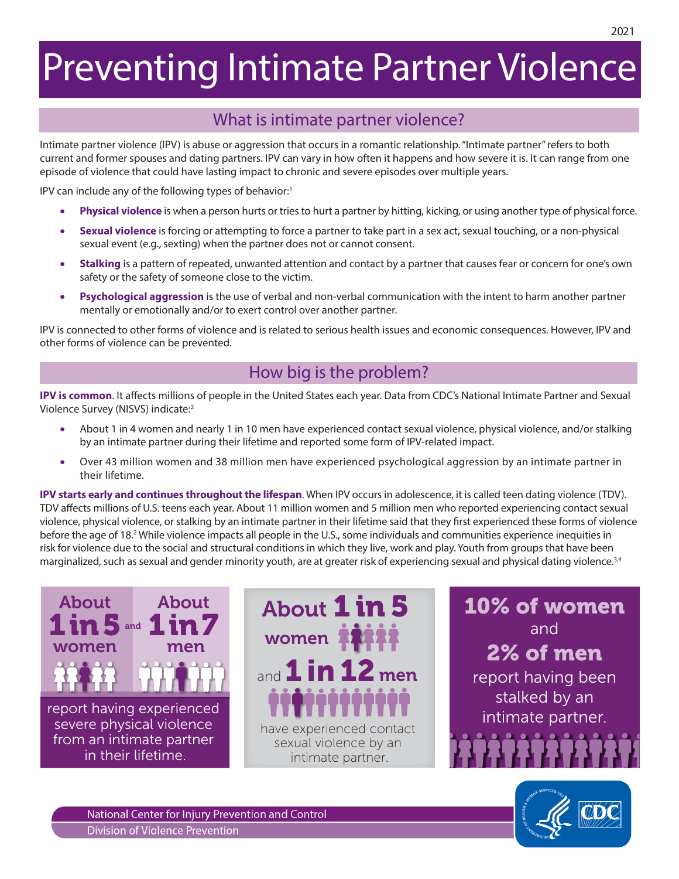# Preventing Intimate Partner Violence

## What is intimate partner violence?

Intimate partner violence (IPV) is abuse or aggression that occurs in a romantic relationship. "Intimate partner" refers to both current and former spouses and dating partners. IPV can vary in how often it happens and how severe it is. It can range from one episode of violence that could have lasting impact to chronic and severe episodes over multiple years.

IPV can include any of the following types of behavior:[1]

- **Physical violence** is when a person hurts or tries to hurt a partner by hitting, kicking, or using another type of physical force.
- **Sexual violence** is forcing or attempting to force a partner to take part in a sex act, sexual touching, or a non-physical sexual event (e.g., sexting) when the partner does not or cannot consent.
- **Stalking** is a pattern of repeated, unwanted attention and contact by a partner that causes fear or concern for one's own safety or the safety of someone close to the victim.
- **Psychological aggression** is the use of verbal and non-verbal communication with the intent to harm another partner mentally or emotionally and/or to exert control over another partner.

IPV is connected to other forms of violence and is related to serious health issues and economic consequences. However, IPV and other forms of violence can be prevented.

## How big is the problem?

**IPV is common**. It affects millions of people in the United States each year. Data from CDC's National Intimate Partner and Sexual Violence Survey (NISVS) indicate:[2]

- About 1 in 4 women and nearly 1 in 10 men have experienced contact sexual violence, physical violence, and/or stalking by an intimate partner during their lifetime and reported some form of IPV-related impact.
- Over 43 million women and 38 million men have experienced psychological aggression by an intimate partner in their lifetime.

**IPV starts early and continues throughout the lifespan**. When IPV occurs in adolescence, it is called teen dating violence (TDV). TDV affects millions of U.S. teens each year. About 11 million women and 5 million men who reported experiencing contact sexual violence, physical violence, or stalking by an intimate partner in their lifetime said that they first experienced these forms of violence before the age of 18.[2] While violence impacts all people in the U.S., some individuals and communities experience inequities in risk for violence due to the social and structural conditions in which they live, work and play. Youth from groups that have been marginalized, such as sexual and gender minority youth, are at greater risk of experiencing sexual and physical dating violence.[3,4]

**About 1 in 5 women** and **About 1 in 7 men** report having experienced severe physical violence from an intimate partner in their lifetime.

**About 1 in 5 women** and **1 in 12 men** have experienced contact sexual violence by an intimate partner.

**10% of women** and **2% of men** report having been stalked by an intimate partner.

National Center for Injury Prevention and Control
Division of Violence Prevention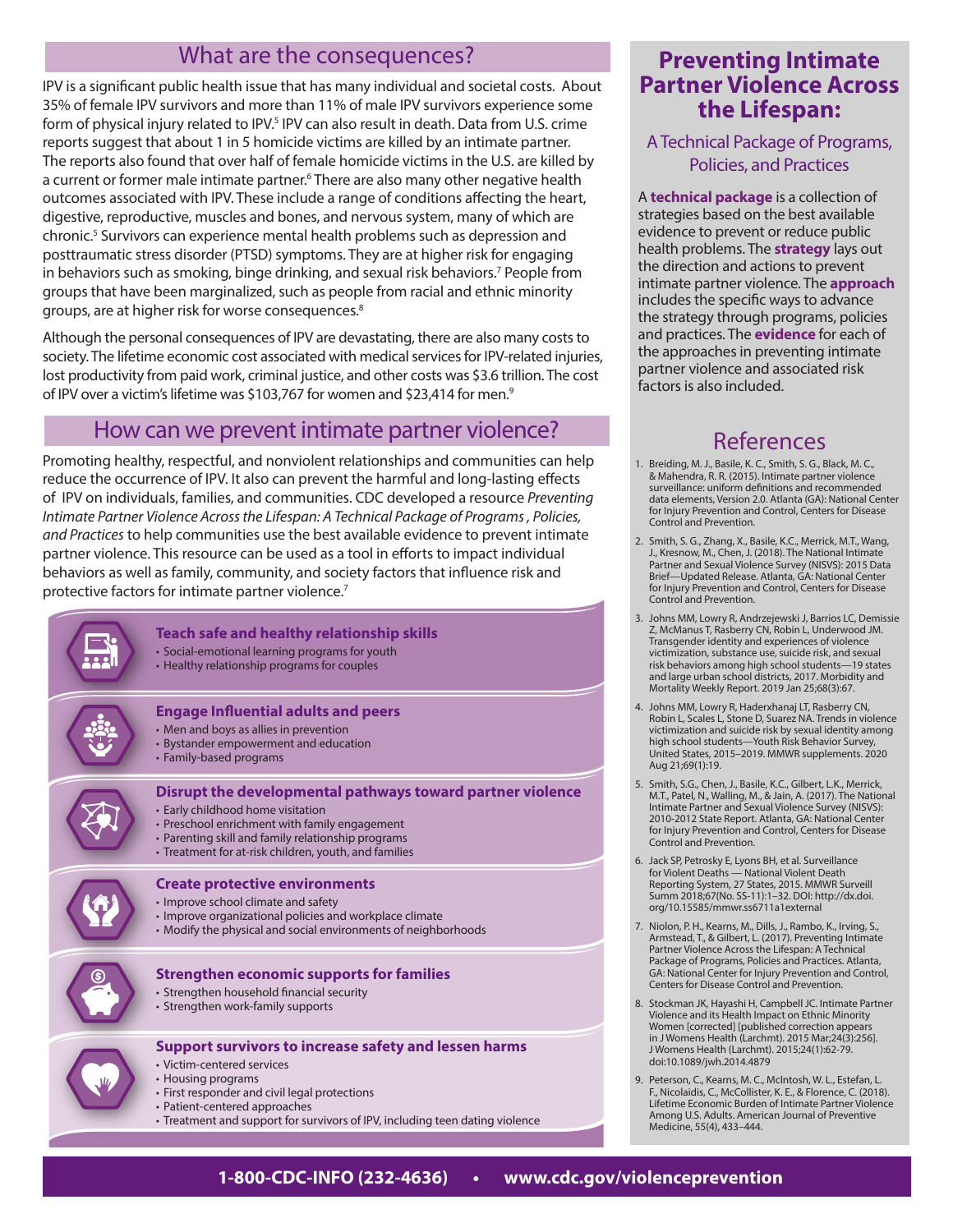## What are the consequences?

IPV is a significant public health issue that has many individual and societal costs. About 35% of female IPV survivors and more than 11% of male IPV survivors experience some form of physical injury related to IPV.[5] IPV can also result in death. Data from U.S. crime reports suggest that about 1 in 5 homicide victims are killed by an intimate partner. The reports also found that over half of female homicide victims in the U.S. are killed by a current or former male intimate partner.[6] There are also many other negative health outcomes associated with IPV. These include a range of conditions affecting the heart, digestive, reproductive, muscles and bones, and nervous system, many of which are chronic.[5] Survivors can experience mental health problems such as depression and posttraumatic stress disorder (PTSD) symptoms. They are at higher risk for engaging in behaviors such as smoking, binge drinking, and sexual risk behaviors.[7] People from groups that have been marginalized, such as people from racial and ethnic minority groups, are at higher risk for worse consequences.[8]

Although the personal consequences of IPV are devastating, there are also many costs to society. The lifetime economic cost associated with medical services for IPV-related injuries, lost productivity from paid work, criminal justice, and other costs was $3.6 trillion. The cost of IPV over a victim's lifetime was $103,767 for women and $23,414 for men.[9]

## How can we prevent intimate partner violence?

Promoting healthy, respectful, and nonviolent relationships and communities can help reduce the occurrence of IPV. It also can prevent the harmful and long-lasting effects of IPV on individuals, families, and communities. CDC developed a resource *Preventing Intimate Partner Violence Across the Lifespan: A Technical Package of Programs , Policies, and Practices* to help communities use the best available evidence to prevent intimate partner violence. This resource can be used as a tool in efforts to impact individual behaviors as well as family, community, and society factors that influence risk and protective factors for intimate partner violence.[7]

**Teach safe and healthy relationship skills**
- Social-emotional learning programs for youth
- Healthy relationship programs for couples

**Engage Influential adults and peers**
- Men and boys as allies in prevention
- Bystander empowerment and education
- Family-based programs

**Disrupt the developmental pathways toward partner violence**
- Early childhood home visitation
- Preschool enrichment with family engagement
- Parenting skill and family relationship programs
- Treatment for at-risk children, youth, and families

**Create protective environments**
- Improve school climate and safety
- Improve organizational policies and workplace climate
- Modify the physical and social environments of neighborhoods

**Strengthen economic supports for families**
- Strengthen household financial security
- Strengthen work-family supports

**Support survivors to increase safety and lessen harms**
- Victim-centered services
- Housing programs
- First responder and civil legal protections
- Patient-centered approaches
- Treatment and support for survivors of IPV, including teen dating violence

## Preventing Intimate Partner Violence Across the Lifespan:

### A Technical Package of Programs, Policies, and Practices

A **technical package** is a collection of strategies based on the best available evidence to prevent or reduce public health problems. The **strategy** lays out the direction and actions to prevent intimate partner violence. The **approach** includes the specific ways to advance the strategy through programs, policies and practices. The **evidence** for each of the approaches in preventing intimate partner violence and associated risk factors is also included.

## References

1. Breiding, M. J., Basile, K. C., Smith, S. G., Black, M. C., & Mahendra, R. R. (2015). Intimate partner violence surveillance: uniform definitions and recommended data elements, Version 2.0. Atlanta (GA): National Center for Injury Prevention and Control, Centers for Disease Control and Prevention.
2. Smith, S. G., Zhang, X., Basile, K.C., Merrick, M.T., Wang, J., Kresnow, M., Chen, J. (2018). The National Intimate Partner and Sexual Violence Survey (NISVS): 2015 Data Brief—Updated Release. Atlanta, GA: National Center for Injury Prevention and Control, Centers for Disease Control and Prevention.
3. Johns MM, Lowry R, Andrzejewski J, Barrios LC, Demissie Z, McManus T, Rasberry CN, Robin L, Underwood JM. Transgender identity and experiences of violence victimization, substance use, suicide risk, and sexual risk behaviors among high school students—19 states and large urban school districts, 2017. Morbidity and Mortality Weekly Report. 2019 Jan 25;68(3):67.
4. Johns MM, Lowry R, Haderxhanaj LT, Rasberry CN, Robin L, Scales L, Stone D, Suarez NA. Trends in violence victimization and suicide risk by sexual identity among high school students—Youth Risk Behavior Survey, United States, 2015–2019. MMWR supplements. 2020 Aug 21;69(1):19.
5. Smith, S.G., Chen, J., Basile, K.C., Gilbert, L.K., Merrick, M.T., Patel, N., Walling, M., & Jain, A. (2017). The National Intimate Partner and Sexual Violence Survey (NISVS): 2010-2012 State Report. Atlanta, GA: National Center for Injury Prevention and Control, Centers for Disease Control and Prevention.
6. Jack SP, Petrosky E, Lyons BH, et al. Surveillance for Violent Deaths — National Violent Death Reporting System, 27 States, 2015. MMWR Surveill Summ 2018;67(No. SS-11):1–32. DOI: http://dx.doi.org/10.15585/mmwr.ss6711a1external
7. Niolon, P. H., Kearns, M., Dills, J., Rambo, K., Irving, S., Armstead, T., & Gilbert, L. (2017). Preventing Intimate Partner Violence Across the Lifespan: A Technical Package of Programs, Policies and Practices. Atlanta, GA: National Center for Injury Prevention and Control, Centers for Disease Control and Prevention.
8. Stockman JK, Hayashi H, Campbell JC. Intimate Partner Violence and its Health Impact on Ethnic Minority Women [corrected] [published correction appears in J Womens Health (Larchmt). 2015 Mar;24(3):256]. J Womens Health (Larchmt). 2015;24(1):62-79. doi:10.1089/jwh.2014.4879
9. Peterson, C., Kearns, M. C., McIntosh, W. L., Estefan, L. F., Nicolaidis, C., McCollister, K. E., & Florence, C. (2018). Lifetime Economic Burden of Intimate Partner Violence Among U.S. Adults. American Journal of Preventive Medicine, 55(4), 433–444.

**1-800-CDC-INFO (232-4636) • www.cdc.gov/violenceprevention**